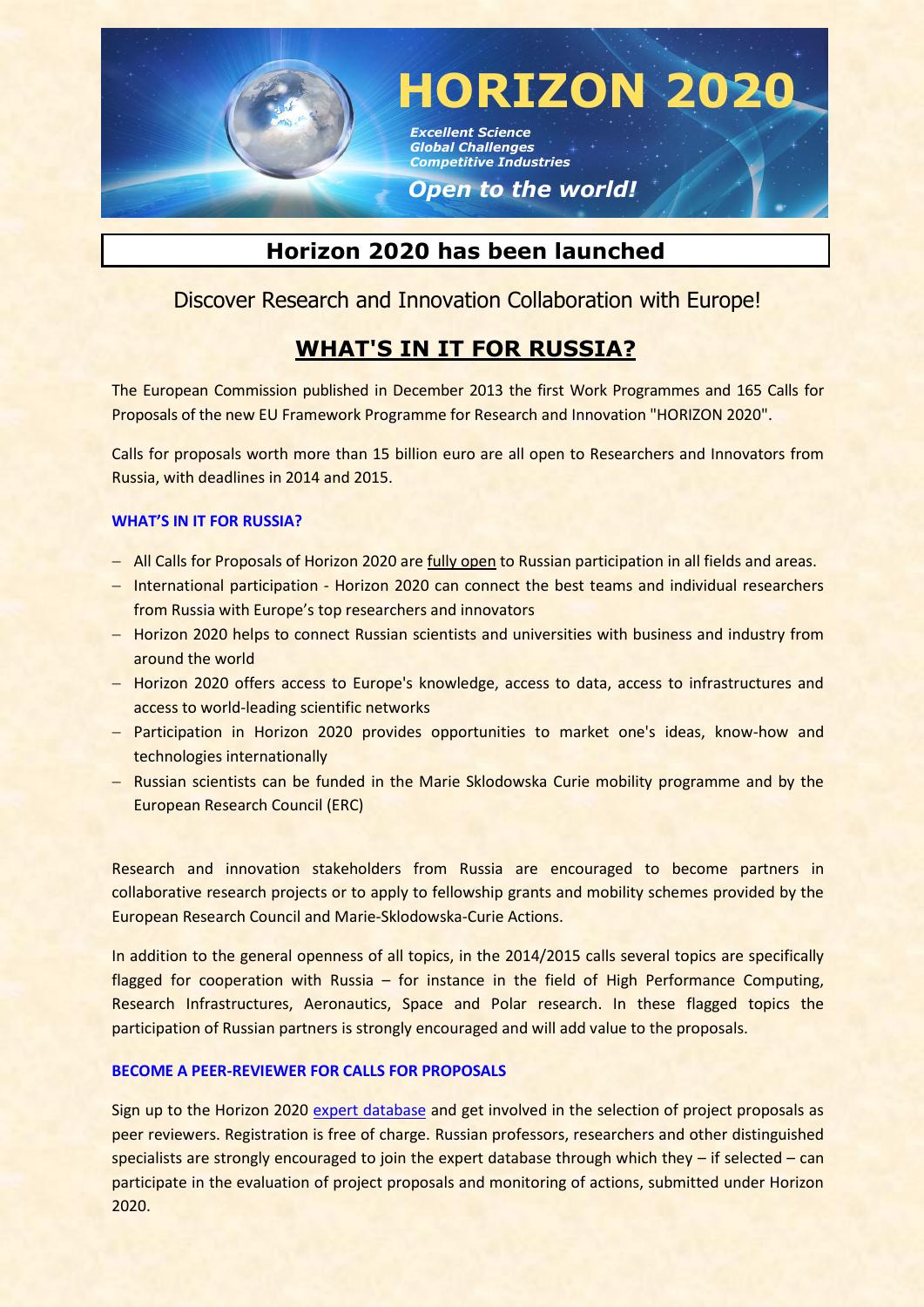# HORIZON 2020

*Excellent Science*
*Global Challenges*
*Competitive Industries*

***Open to the world!***

## Horizon 2020 has been launched

Discover Research and Innovation Collaboration with Europe!

## WHAT'S IN IT FOR RUSSIA?

The European Commission published in December 2013 the first Work Programmes and 165 Calls for Proposals of the new EU Framework Programme for Research and Innovation "HORIZON 2020".

Calls for proposals worth more than 15 billion euro are all open to Researchers and Innovators from Russia, with deadlines in 2014 and 2015.

### WHAT'S IN IT FOR RUSSIA?

- All Calls for Proposals of Horizon 2020 are fully open to Russian participation in all fields and areas.
- International participation - Horizon 2020 can connect the best teams and individual researchers from Russia with Europe's top researchers and innovators
- Horizon 2020 helps to connect Russian scientists and universities with business and industry from around the world
- Horizon 2020 offers access to Europe's knowledge, access to data, access to infrastructures and access to world-leading scientific networks
- Participation in Horizon 2020 provides opportunities to market one's ideas, know-how and technologies internationally
- Russian scientists can be funded in the Marie Sklodowska Curie mobility programme and by the European Research Council (ERC)

Research and innovation stakeholders from Russia are encouraged to become partners in collaborative research projects or to apply to fellowship grants and mobility schemes provided by the European Research Council and Marie-Sklodowska-Curie Actions.

In addition to the general openness of all topics, in the 2014/2015 calls several topics are specifically flagged for cooperation with Russia – for instance in the field of High Performance Computing, Research Infrastructures, Aeronautics, Space and Polar research. In these flagged topics the participation of Russian partners is strongly encouraged and will add value to the proposals.

### BECOME A PEER-REVIEWER FOR CALLS FOR PROPOSALS

Sign up to the Horizon 2020 expert database and get involved in the selection of project proposals as peer reviewers. Registration is free of charge. Russian professors, researchers and other distinguished specialists are strongly encouraged to join the expert database through which they – if selected – can participate in the evaluation of project proposals and monitoring of actions, submitted under Horizon 2020.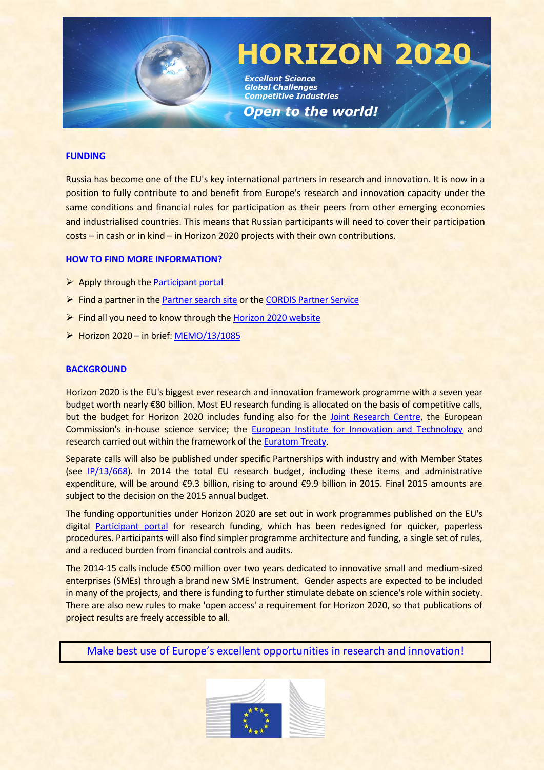# HORIZON 2020

*Excellent Science*
*Global Challenges*
*Competitive Industries*

*Open to the world!*

## FUNDING

Russia has become one of the EU's key international partners in research and innovation. It is now in a position to fully contribute to and benefit from Europe's research and innovation capacity under the same conditions and financial rules for participation as their peers from other emerging economies and industrialised countries. This means that Russian participants will need to cover their participation costs – in cash or in kind – in Horizon 2020 projects with their own contributions.

## HOW TO FIND MORE INFORMATION?

- Apply through the Participant portal
- Find a partner in the Partner search site or the CORDIS Partner Service
- Find all you need to know through the Horizon 2020 website
- Horizon 2020 – in brief: MEMO/13/1085

## BACKGROUND

Horizon 2020 is the EU's biggest ever research and innovation framework programme with a seven year budget worth nearly €80 billion. Most EU research funding is allocated on the basis of competitive calls, but the budget for Horizon 2020 includes funding also for the Joint Research Centre, the European Commission's in-house science service; the European Institute for Innovation and Technology and research carried out within the framework of the Euratom Treaty.

Separate calls will also be published under specific Partnerships with industry and with Member States (see IP/13/668). In 2014 the total EU research budget, including these items and administrative expenditure, will be around €9.3 billion, rising to around €9.9 billion in 2015. Final 2015 amounts are subject to the decision on the 2015 annual budget.

The funding opportunities under Horizon 2020 are set out in work programmes published on the EU's digital Participant portal for research funding, which has been redesigned for quicker, paperless procedures. Participants will also find simpler programme architecture and funding, a single set of rules, and a reduced burden from financial controls and audits.

The 2014-15 calls include €500 million over two years dedicated to innovative small and medium-sized enterprises (SMEs) through a brand new SME Instrument. Gender aspects are expected to be included in many of the projects, and there is funding to further stimulate debate on science's role within society. There are also new rules to make 'open access' a requirement for Horizon 2020, so that publications of project results are freely accessible to all.

Make best use of Europe's excellent opportunities in research and innovation!